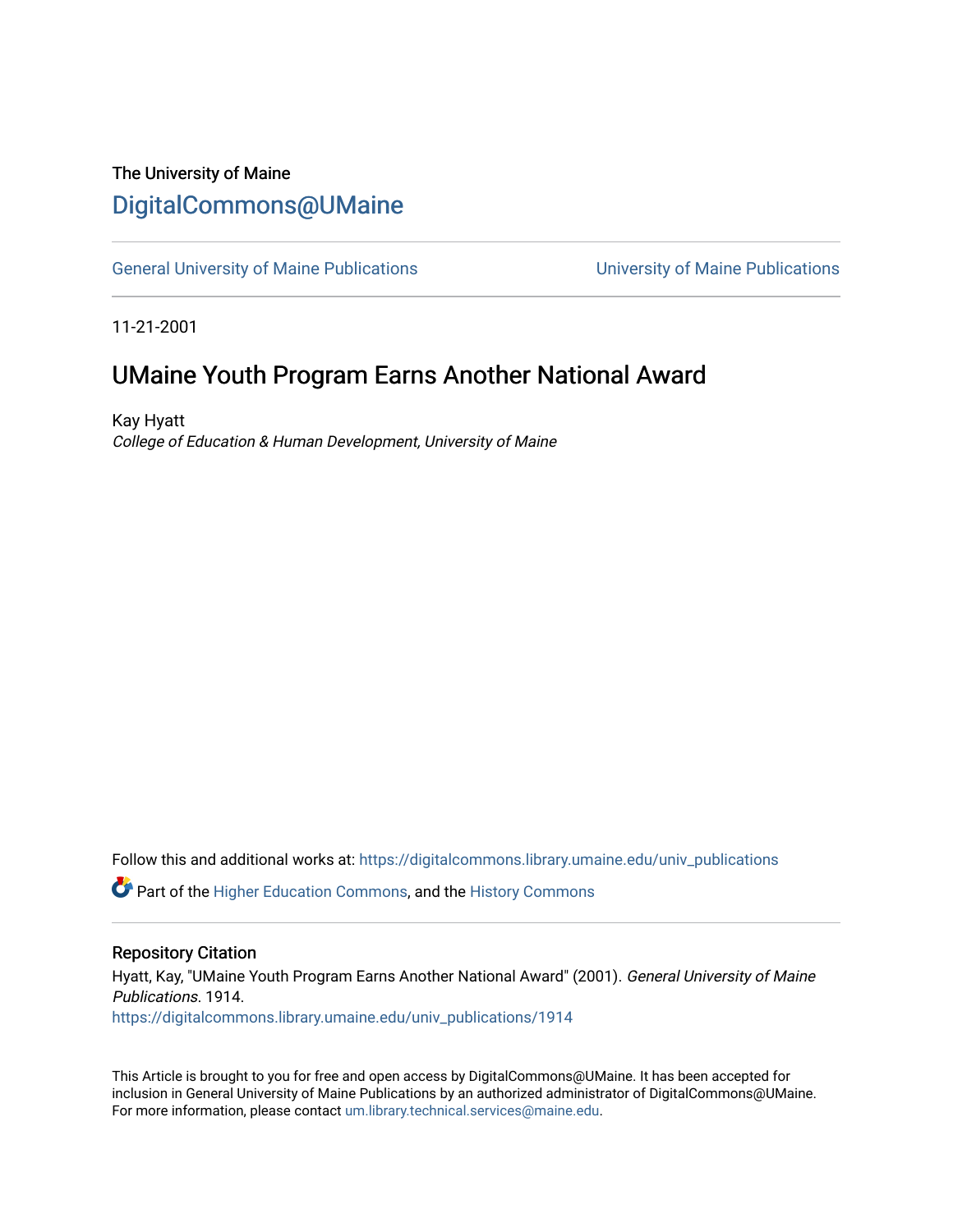The University of Maine

# DigitalCommons@UMaine

General University of Maine Publications | University of Maine Publications

11-21-2001

## UMaine Youth Program Earns Another National Award

Kay Hyatt

*College of Education & Human Development, University of Maine*

Follow this and additional works at: https://digitalcommons.library.umaine.edu/univ_publications

Part of the Higher Education Commons, and the History Commons

### Repository Citation

Hyatt, Kay, "UMaine Youth Program Earns Another National Award" (2001). *General University of Maine Publications*. 1914.
https://digitalcommons.library.umaine.edu/univ_publications/1914

This Article is brought to you for free and open access by DigitalCommons@UMaine. It has been accepted for inclusion in General University of Maine Publications by an authorized administrator of DigitalCommons@UMaine. For more information, please contact um.library.technical.services@maine.edu.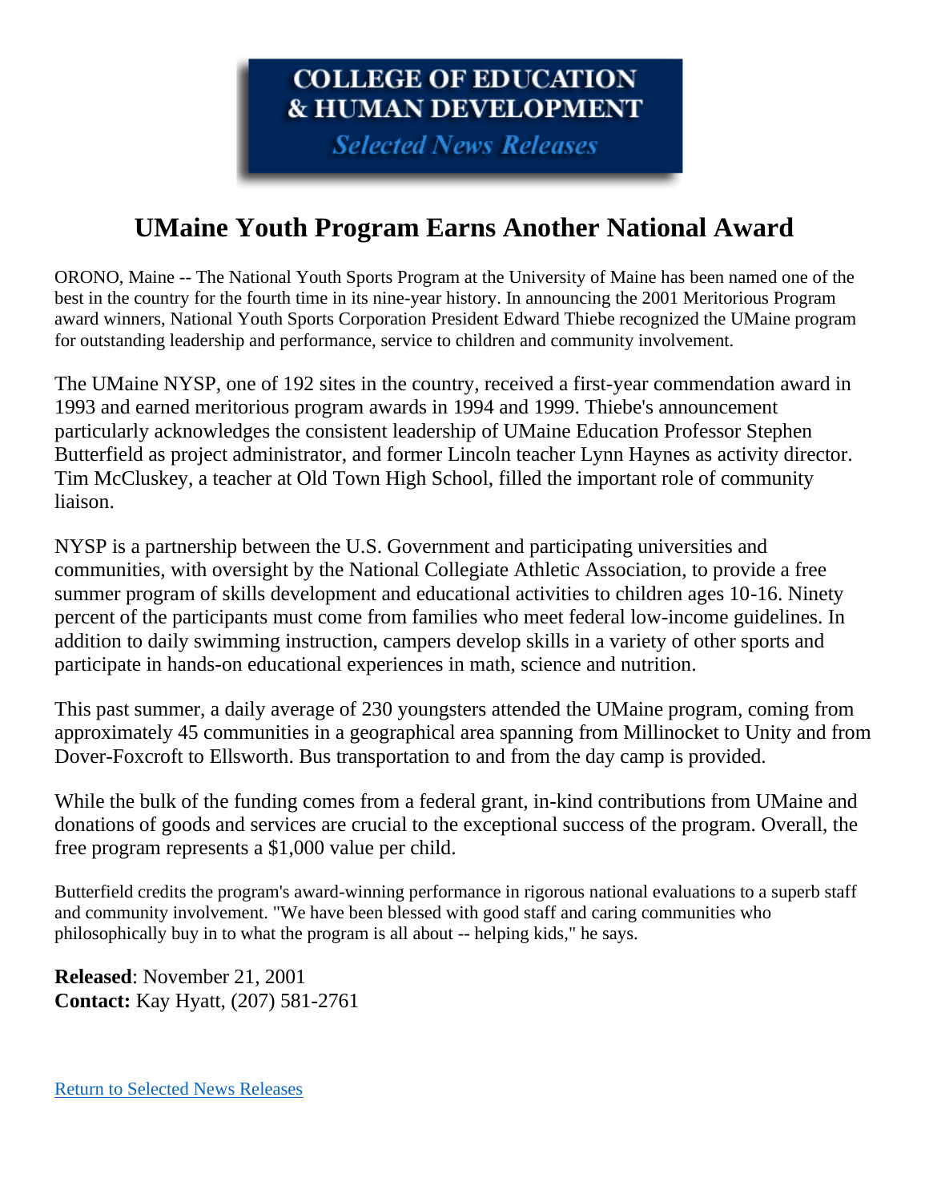**COLLEGE OF EDUCATION & HUMAN DEVELOPMENT**

***Selected News Releases***

# UMaine Youth Program Earns Another National Award

ORONO, Maine -- The National Youth Sports Program at the University of Maine has been named one of the best in the country for the fourth time in its nine-year history. In announcing the 2001 Meritorious Program award winners, National Youth Sports Corporation President Edward Thiebe recognized the UMaine program for outstanding leadership and performance, service to children and community involvement.

The UMaine NYSP, one of 192 sites in the country, received a first-year commendation award in 1993 and earned meritorious program awards in 1994 and 1999. Thiebe's announcement particularly acknowledges the consistent leadership of UMaine Education Professor Stephen Butterfield as project administrator, and former Lincoln teacher Lynn Haynes as activity director. Tim McCluskey, a teacher at Old Town High School, filled the important role of community liaison.

NYSP is a partnership between the U.S. Government and participating universities and communities, with oversight by the National Collegiate Athletic Association, to provide a free summer program of skills development and educational activities to children ages 10-16. Ninety percent of the participants must come from families who meet federal low-income guidelines. In addition to daily swimming instruction, campers develop skills in a variety of other sports and participate in hands-on educational experiences in math, science and nutrition.

This past summer, a daily average of 230 youngsters attended the UMaine program, coming from approximately 45 communities in a geographical area spanning from Millinocket to Unity and from Dover-Foxcroft to Ellsworth. Bus transportation to and from the day camp is provided.

While the bulk of the funding comes from a federal grant, in-kind contributions from UMaine and donations of goods and services are crucial to the exceptional success of the program. Overall, the free program represents a $1,000 value per child.

Butterfield credits the program's award-winning performance in rigorous national evaluations to a superb staff and community involvement. "We have been blessed with good staff and caring communities who philosophically buy in to what the program is all about -- helping kids," he says.

**Released**: November 21, 2001
**Contact:** Kay Hyatt, (207) 581-2761

Return to Selected News Releases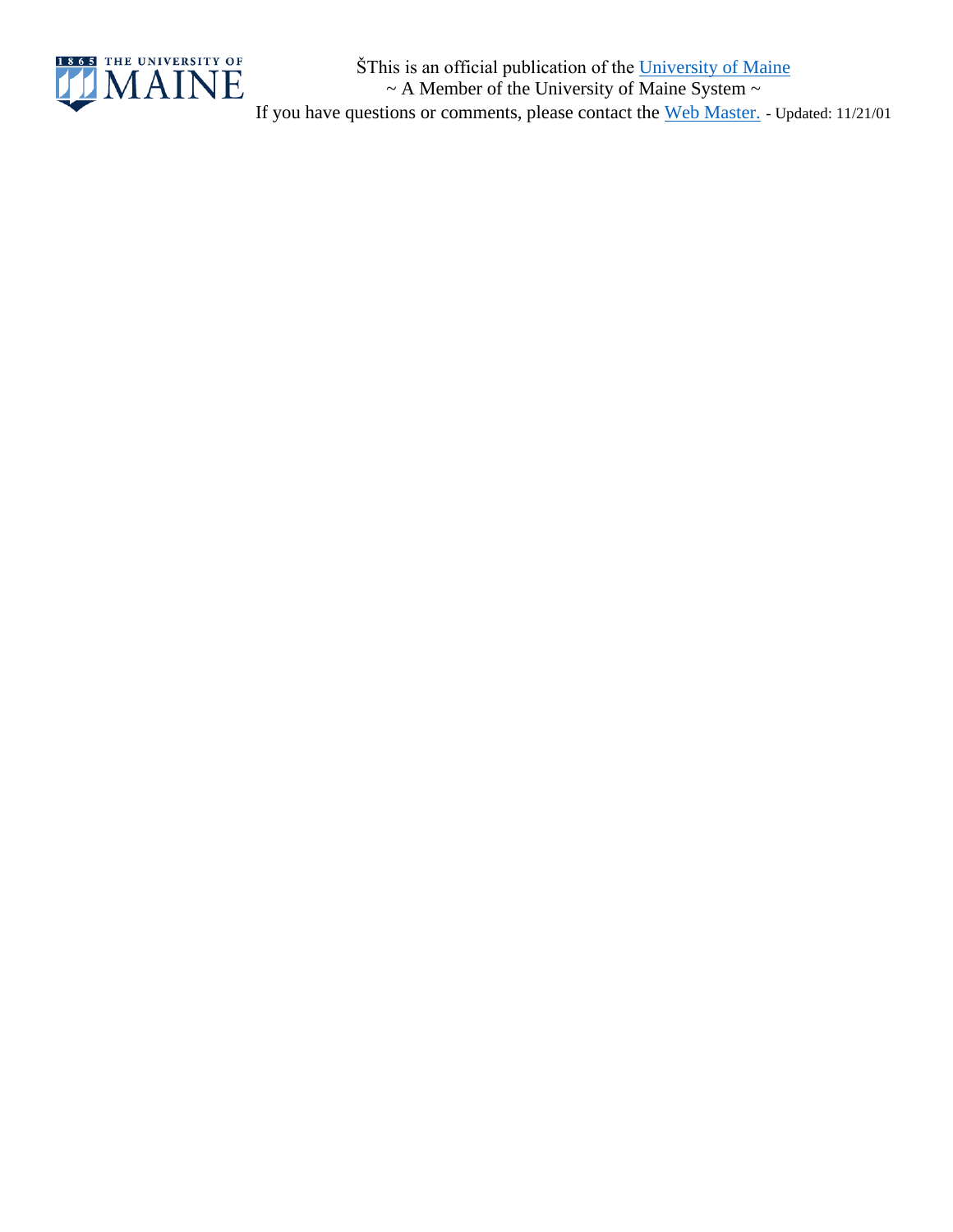ŠThis is an official publication of the University of Maine
~ A Member of the University of Maine System ~
If you have questions or comments, please contact the Web Master. - Updated: 11/21/01